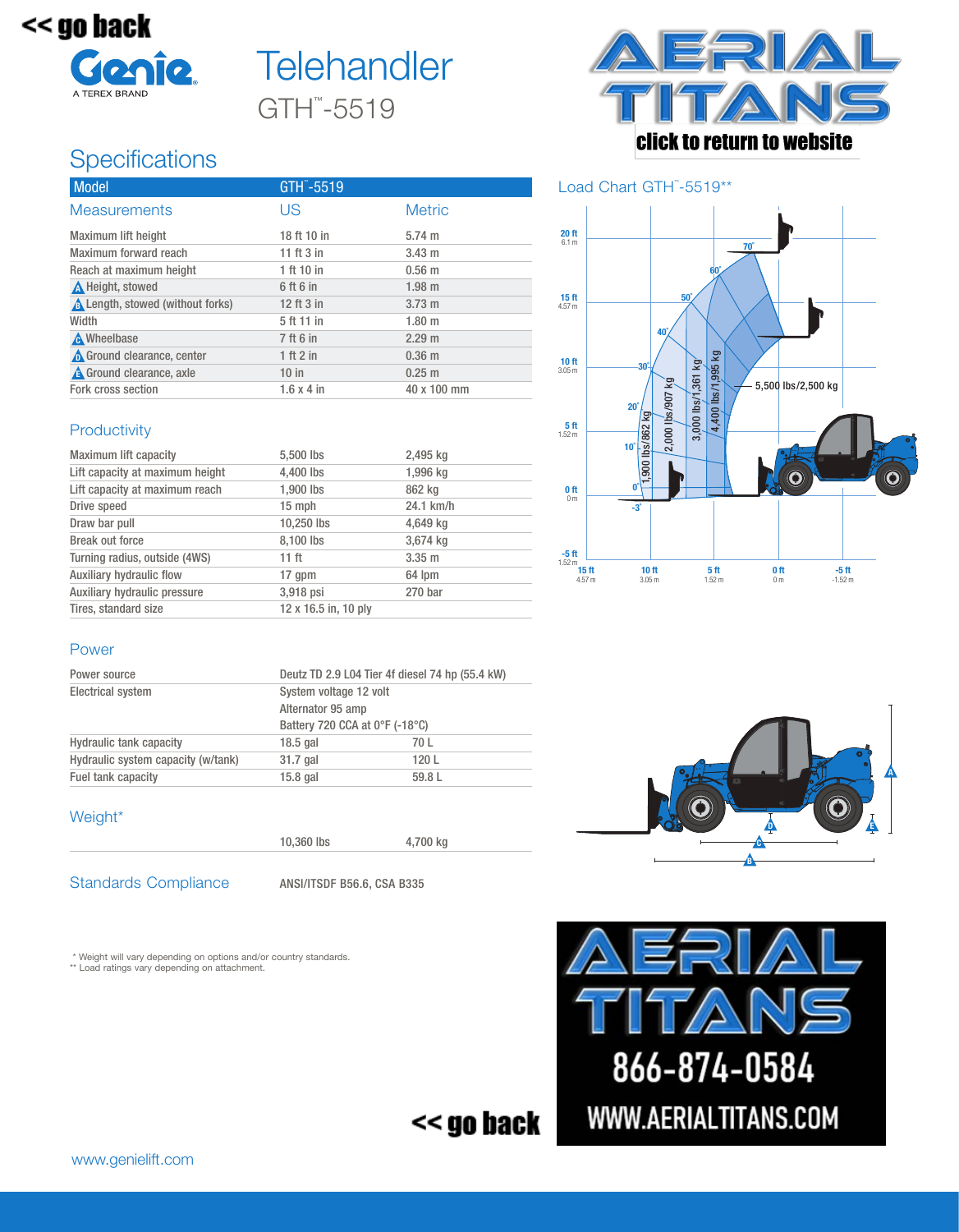<< go back

Genie
A TEREX BRAND

# Telehandler

GTH™-5519

click to return to website

## Specifications

| Model | GTH™-5519 | |
|---|---|---|
| **Measurements** | **US** | **Metric** |
| Maximum lift height | 18 ft 10 in | 5.74 m |
| Maximum forward reach | 11 ft 3 in | 3.43 m |
| Reach at maximum height | 1 ft 10 in | 0.56 m |
| A Height, stowed | 6 ft 6 in | 1.98 m |
| B Length, stowed (without forks) | 12 ft 3 in | 3.73 m |
| Width | 5 ft 11 in | 1.80 m |
| C Wheelbase | 7 ft 6 in | 2.29 m |
| D Ground clearance, center | 1 ft 2 in | 0.36 m |
| E Ground clearance, axle | 10 in | 0.25 m |
| Fork cross section | 1.6 x 4 in | 40 x 100 mm |

### Productivity

| | | |
|---|---|---|
| Maximum lift capacity | 5,500 lbs | 2,495 kg |
| Lift capacity at maximum height | 4,400 lbs | 1,996 kg |
| Lift capacity at maximum reach | 1,900 lbs | 862 kg |
| Drive speed | 15 mph | 24.1 km/h |
| Draw bar pull | 10,250 lbs | 4,649 kg |
| Break out force | 8,100 lbs | 3,674 kg |
| Turning radius, outside (4WS) | 11 ft | 3.35 m |
| Auxiliary hydraulic flow | 17 gpm | 64 lpm |
| Auxiliary hydraulic pressure | 3,918 psi | 270 bar |
| Tires, standard size | 12 x 16.5 in, 10 ply | |

### Power

| | | |
|---|---|---|
| Power source | Deutz TD 2.9 L04 Tier 4f diesel 74 hp (55.4 kW) | |
| Electrical system | System voltage 12 volt | |
| | Alternator 95 amp | |
| | Battery 720 CCA at 0°F (-18°C) | |
| Hydraulic tank capacity | 18.5 gal | 70 L |
| Hydraulic system capacity (w/tank) | 31.7 gal | 120 L |
| Fuel tank capacity | 15.8 gal | 59.8 L |

### Weight*

| | | |
|---|---|---|
| | 10,360 lbs | 4,700 kg |

### Standards Compliance

ANSI/ITSDF B56.6, CSA B335

\* Weight will vary depending on options and/or country standards.
\*\* Load ratings vary depending on attachment.

### Load Chart GTH™-5519**

866-874-0584
WWW.AERIALTITANS.COM

<< go back

www.genielift.com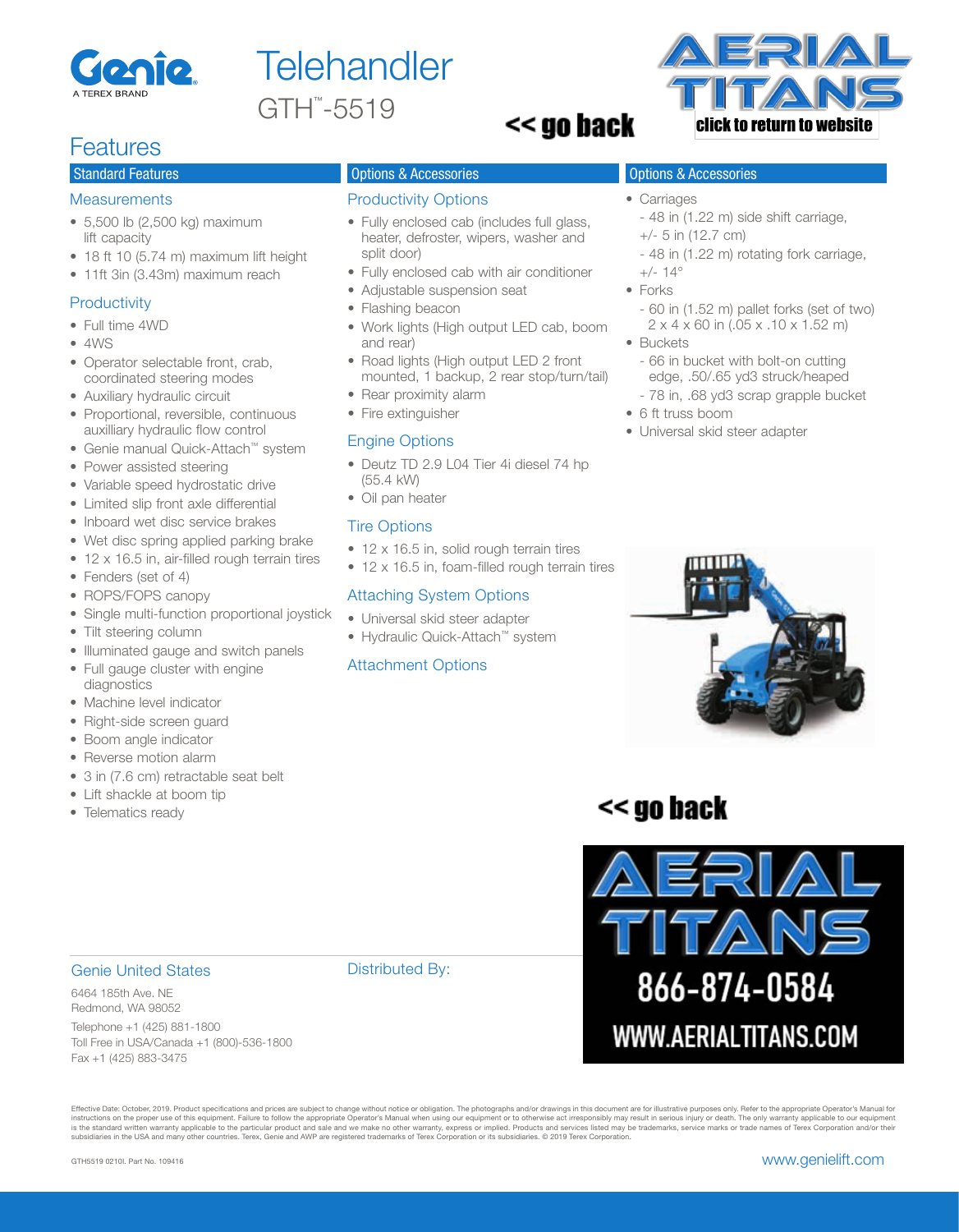Genie
A TEREX BRAND

# Telehandler
GTH™-5519

<< go back

AERIAL TITANS
click to return to website

## Features

### Standard Features

#### Measurements

- 5,500 lb (2,500 kg) maximum lift capacity
- 18 ft 10 (5.74 m) maximum lift height
- 11ft 3in (3.43m) maximum reach

#### Productivity

- Full time 4WD
- 4WS
- Operator selectable front, crab, coordinated steering modes
- Auxiliary hydraulic circuit
- Proportional, reversible, continuous auxilliary hydraulic flow control
- Genie manual Quick-Attach™ system
- Power assisted steering
- Variable speed hydrostatic drive
- Limited slip front axle differential
- Inboard wet disc service brakes
- Wet disc spring applied parking brake
- 12 x 16.5 in, air-filled rough terrain tires
- Fenders (set of 4)
- ROPS/FOPS canopy
- Single multi-function proportional joystick
- Tilt steering column
- Illuminated gauge and switch panels
- Full gauge cluster with engine diagnostics
- Machine level indicator
- Right-side screen guard
- Boom angle indicator
- Reverse motion alarm
- 3 in (7.6 cm) retractable seat belt
- Lift shackle at boom tip
- Telematics ready

### Options & Accessories

#### Productivity Options

- Fully enclosed cab (includes full glass, heater, defroster, wipers, washer and split door)
- Fully enclosed cab with air conditioner
- Adjustable suspension seat
- Flashing beacon
- Work lights (High output LED cab, boom and rear)
- Road lights (High output LED 2 front mounted, 1 backup, 2 rear stop/turn/tail)
- Rear proximity alarm
- Fire extinguisher

#### Engine Options

- Deutz TD 2.9 L04 Tier 4i diesel 74 hp (55.4 kW)
- Oil pan heater

#### Tire Options

- 12 x 16.5 in, solid rough terrain tires
- 12 x 16.5 in, foam-filled rough terrain tires

#### Attaching System Options

- Universal skid steer adapter
- Hydraulic Quick-Attach™ system

#### Attachment Options

### Options & Accessories

- Carriages
  - 48 in (1.22 m) side shift carriage, +/- 5 in (12.7 cm)
  - 48 in (1.22 m) rotating fork carriage, +/- 14°
- Forks
  - 60 in (1.52 m) pallet forks (set of two) 2 x 4 x 60 in (.05 x .10 x 1.52 m)
- Buckets
  - 66 in bucket with bolt-on cutting edge, .50/.65 yd3 struck/heaped
  - 78 in, .68 yd3 scrap grapple bucket
- 6 ft truss boom
- Universal skid steer adapter

<< go back

AERIAL TITANS
866-874-0584
WWW.AERIALTITANS.COM

#### Genie United States

6464 185th Ave. NE
Redmond, WA 98052

Telephone +1 (425) 881-1800
Toll Free in USA/Canada +1 (800)-536-1800
Fax +1 (425) 883-3475

Distributed By:

Effective Date: October, 2019. Product specifications and prices are subject to change without notice or obligation. The photographs and/or drawings in this document are for illustrative purposes only. Refer to the appropriate Operator's Manual for instructions on the proper use of this equipment. Failure to follow the appropriate Operator's Manual when using our equipment or to otherwise act irresponsibly may result in serious injury or death. The only warranty applicable to our equipment is the standard written warranty applicable to the particular product and sale and we make no other warranty, express or implied. Products and services listed may be trademarks, service marks or trade names of Terex Corporation and/or their subsidiaries in the USA and many other countries. Terex, Genie and AWP are registered trademarks of Terex Corporation or its subsidiaries. © 2019 Terex Corporation.

GTH5519 0210I. Part No. 109416

www.genielift.com